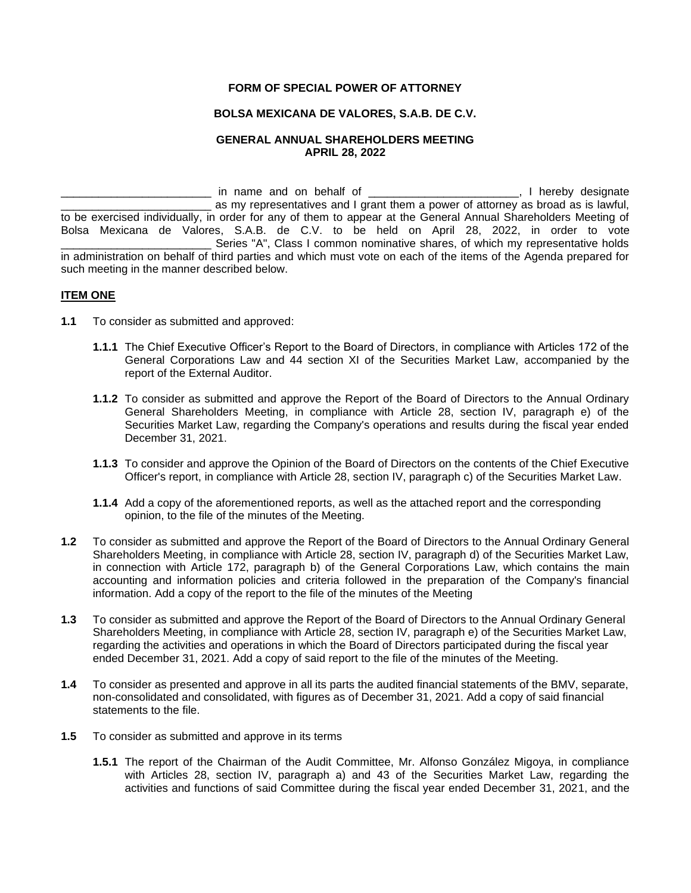**FORM OF SPECIAL POWER OF ATTORNEY**

**BOLSA MEXICANA DE VALORES, S.A.B. DE C.V.**

**GENERAL ANNUAL SHAREHOLDERS MEETING**
**APRIL 28, 2022**

________________________ in name and on behalf of ________________________, I hereby designate ________________________ as my representatives and I grant them a power of attorney as broad as is lawful, to be exercised individually, in order for any of them to appear at the General Annual Shareholders Meeting of Bolsa Mexicana de Valores, S.A.B. de C.V. to be held on April 28, 2022, in order to vote ________________________ Series "A", Class I common nominative shares, of which my representative holds in administration on behalf of third parties and which must vote on each of the items of the Agenda prepared for such meeting in the manner described below.

**ITEM ONE**

**1.1** To consider as submitted and approved:

**1.1.1** The Chief Executive Officer's Report to the Board of Directors, in compliance with Articles 172 of the General Corporations Law and 44 section XI of the Securities Market Law, accompanied by the report of the External Auditor.

**1.1.2** To consider as submitted and approve the Report of the Board of Directors to the Annual Ordinary General Shareholders Meeting, in compliance with Article 28, section IV, paragraph e) of the Securities Market Law, regarding the Company's operations and results during the fiscal year ended December 31, 2021.

**1.1.3** To consider and approve the Opinion of the Board of Directors on the contents of the Chief Executive Officer's report, in compliance with Article 28, section IV, paragraph c) of the Securities Market Law.

**1.1.4** Add a copy of the aforementioned reports, as well as the attached report and the corresponding opinion, to the file of the minutes of the Meeting.

**1.2** To consider as submitted and approve the Report of the Board of Directors to the Annual Ordinary General Shareholders Meeting, in compliance with Article 28, section IV, paragraph d) of the Securities Market Law, in connection with Article 172, paragraph b) of the General Corporations Law, which contains the main accounting and information policies and criteria followed in the preparation of the Company's financial information. Add a copy of the report to the file of the minutes of the Meeting

**1.3** To consider as submitted and approve the Report of the Board of Directors to the Annual Ordinary General Shareholders Meeting, in compliance with Article 28, section IV, paragraph e) of the Securities Market Law, regarding the activities and operations in which the Board of Directors participated during the fiscal year ended December 31, 2021. Add a copy of said report to the file of the minutes of the Meeting.

**1.4** To consider as presented and approve in all its parts the audited financial statements of the BMV, separate, non-consolidated and consolidated, with figures as of December 31, 2021. Add a copy of said financial statements to the file.

**1.5** To consider as submitted and approve in its terms

**1.5.1** The report of the Chairman of the Audit Committee, Mr. Alfonso González Migoya, in compliance with Articles 28, section IV, paragraph a) and 43 of the Securities Market Law, regarding the activities and functions of said Committee during the fiscal year ended December 31, 2021, and the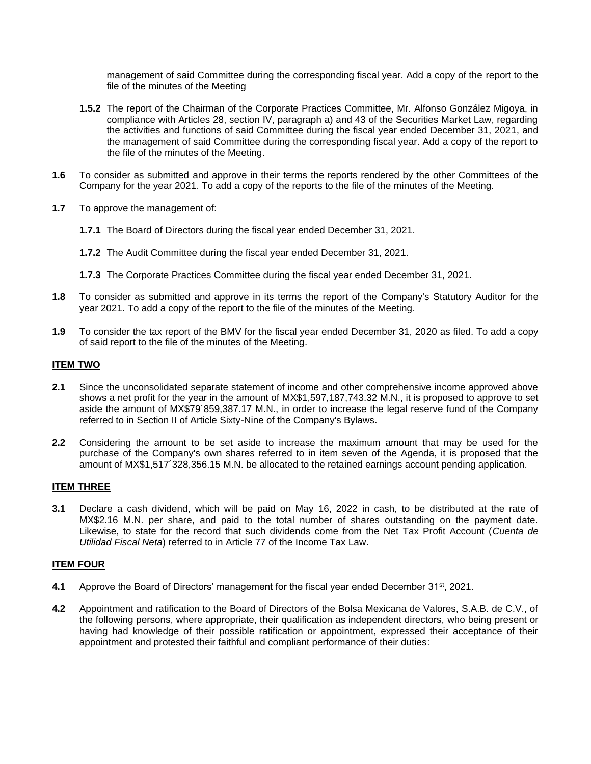management of said Committee during the corresponding fiscal year. Add a copy of the report to the file of the minutes of the Meeting

**1.5.2** The report of the Chairman of the Corporate Practices Committee, Mr. Alfonso González Migoya, in compliance with Articles 28, section IV, paragraph a) and 43 of the Securities Market Law, regarding the activities and functions of said Committee during the fiscal year ended December 31, 2021, and the management of said Committee during the corresponding fiscal year. Add a copy of the report to the file of the minutes of the Meeting.

**1.6** To consider as submitted and approve in their terms the reports rendered by the other Committees of the Company for the year 2021. To add a copy of the reports to the file of the minutes of the Meeting.

**1.7** To approve the management of:

**1.7.1** The Board of Directors during the fiscal year ended December 31, 2021.

**1.7.2** The Audit Committee during the fiscal year ended December 31, 2021.

**1.7.3** The Corporate Practices Committee during the fiscal year ended December 31, 2021.

**1.8** To consider as submitted and approve in its terms the report of the Company's Statutory Auditor for the year 2021. To add a copy of the report to the file of the minutes of the Meeting.

**1.9** To consider the tax report of the BMV for the fiscal year ended December 31, 2020 as filed. To add a copy of said report to the file of the minutes of the Meeting.

**ITEM TWO**

**2.1** Since the unconsolidated separate statement of income and other comprehensive income approved above shows a net profit for the year in the amount of MX$1,597,187,743.32 M.N., it is proposed to approve to set aside the amount of MX$79´859,387.17 M.N., in order to increase the legal reserve fund of the Company referred to in Section II of Article Sixty-Nine of the Company's Bylaws.

**2.2** Considering the amount to be set aside to increase the maximum amount that may be used for the purchase of the Company's own shares referred to in item seven of the Agenda, it is proposed that the amount of MX$1,517´328,356.15 M.N. be allocated to the retained earnings account pending application.

**ITEM THREE**

**3.1** Declare a cash dividend, which will be paid on May 16, 2022 in cash, to be distributed at the rate of MX$2.16 M.N. per share, and paid to the total number of shares outstanding on the payment date. Likewise, to state for the record that such dividends come from the Net Tax Profit Account (*Cuenta de Utilidad Fiscal Neta*) referred to in Article 77 of the Income Tax Law.

**ITEM FOUR**

**4.1** Approve the Board of Directors' management for the fiscal year ended December 31st, 2021.

**4.2** Appointment and ratification to the Board of Directors of the Bolsa Mexicana de Valores, S.A.B. de C.V., of the following persons, where appropriate, their qualification as independent directors, who being present or having had knowledge of their possible ratification or appointment, expressed their acceptance of their appointment and protested their faithful and compliant performance of their duties: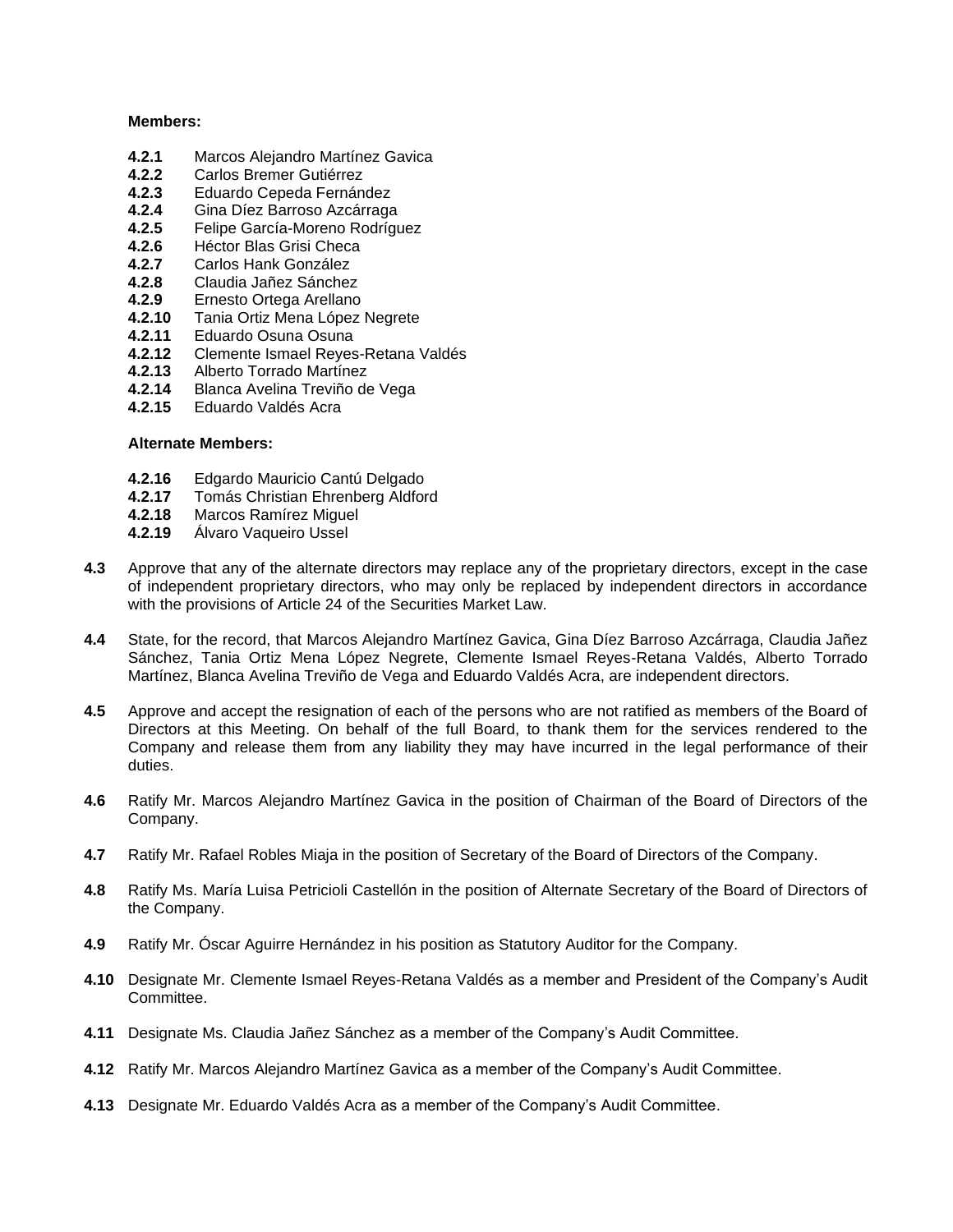**Members:**

**4.2.1** Marcos Alejandro Martínez Gavica
**4.2.2** Carlos Bremer Gutiérrez
**4.2.3** Eduardo Cepeda Fernández
**4.2.4** Gina Díez Barroso Azcárraga
**4.2.5** Felipe García-Moreno Rodríguez
**4.2.6** Héctor Blas Grisi Checa
**4.2.7** Carlos Hank González
**4.2.8** Claudia Jañez Sánchez
**4.2.9** Ernesto Ortega Arellano
**4.2.10** Tania Ortiz Mena López Negrete
**4.2.11** Eduardo Osuna Osuna
**4.2.12** Clemente Ismael Reyes-Retana Valdés
**4.2.13** Alberto Torrado Martínez
**4.2.14** Blanca Avelina Treviño de Vega
**4.2.15** Eduardo Valdés Acra

**Alternate Members:**

**4.2.16** Edgardo Mauricio Cantú Delgado
**4.2.17** Tomás Christian Ehrenberg Aldford
**4.2.18** Marcos Ramírez Miguel
**4.2.19** Álvaro Vaqueiro Ussel

**4.3** Approve that any of the alternate directors may replace any of the proprietary directors, except in the case of independent proprietary directors, who may only be replaced by independent directors in accordance with the provisions of Article 24 of the Securities Market Law.

**4.4** State, for the record, that Marcos Alejandro Martínez Gavica, Gina Díez Barroso Azcárraga, Claudia Jañez Sánchez, Tania Ortiz Mena López Negrete, Clemente Ismael Reyes-Retana Valdés, Alberto Torrado Martínez, Blanca Avelina Treviño de Vega and Eduardo Valdés Acra, are independent directors.

**4.5** Approve and accept the resignation of each of the persons who are not ratified as members of the Board of Directors at this Meeting. On behalf of the full Board, to thank them for the services rendered to the Company and release them from any liability they may have incurred in the legal performance of their duties.

**4.6** Ratify Mr. Marcos Alejandro Martínez Gavica in the position of Chairman of the Board of Directors of the Company.

**4.7** Ratify Mr. Rafael Robles Miaja in the position of Secretary of the Board of Directors of the Company.

**4.8** Ratify Ms. María Luisa Petricioli Castellón in the position of Alternate Secretary of the Board of Directors of the Company.

**4.9** Ratify Mr. Óscar Aguirre Hernández in his position as Statutory Auditor for the Company.

**4.10** Designate Mr. Clemente Ismael Reyes-Retana Valdés as a member and President of the Company's Audit Committee.

**4.11** Designate Ms. Claudia Jañez Sánchez as a member of the Company's Audit Committee.

**4.12** Ratify Mr. Marcos Alejandro Martínez Gavica as a member of the Company's Audit Committee.

**4.13** Designate Mr. Eduardo Valdés Acra as a member of the Company's Audit Committee.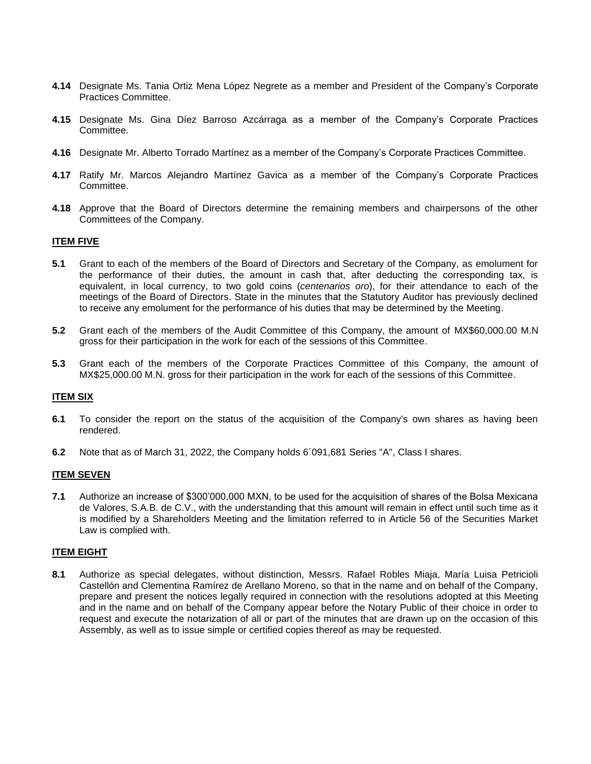**4.14** Designate Ms. Tania Ortiz Mena López Negrete as a member and President of the Company's Corporate Practices Committee.

**4.15** Designate Ms. Gina Díez Barroso Azcárraga as a member of the Company's Corporate Practices Committee.

**4.16** Designate Mr. Alberto Torrado Martínez as a member of the Company's Corporate Practices Committee.

**4.17** Ratify Mr. Marcos Alejandro Martínez Gavica as a member of the Company's Corporate Practices Committee.

**4.18** Approve that the Board of Directors determine the remaining members and chairpersons of the other Committees of the Company.

**ITEM FIVE**

**5.1** Grant to each of the members of the Board of Directors and Secretary of the Company, as emolument for the performance of their duties, the amount in cash that, after deducting the corresponding tax, is equivalent, in local currency, to two gold coins (*centenarios oro*), for their attendance to each of the meetings of the Board of Directors. State in the minutes that the Statutory Auditor has previously declined to receive any emolument for the performance of his duties that may be determined by the Meeting.

**5.2** Grant each of the members of the Audit Committee of this Company, the amount of MX$60,000.00 M.N gross for their participation in the work for each of the sessions of this Committee.

**5.3** Grant each of the members of the Corporate Practices Committee of this Company, the amount of MX$25,000.00 M.N. gross for their participation in the work for each of the sessions of this Committee.

**ITEM SIX**

**6.1** To consider the report on the status of the acquisition of the Company's own shares as having been rendered.

**6.2** Note that as of March 31, 2022, the Company holds 6´091,681 Series "A", Class I shares.

**ITEM SEVEN**

**7.1** Authorize an increase of $300'000,000 MXN, to be used for the acquisition of shares of the Bolsa Mexicana de Valores, S.A.B. de C.V., with the understanding that this amount will remain in effect until such time as it is modified by a Shareholders Meeting and the limitation referred to in Article 56 of the Securities Market Law is complied with.

**ITEM EIGHT**

**8.1** Authorize as special delegates, without distinction, Messrs. Rafael Robles Miaja, María Luisa Petricioli Castellón and Clementina Ramírez de Arellano Moreno, so that in the name and on behalf of the Company, prepare and present the notices legally required in connection with the resolutions adopted at this Meeting and in the name and on behalf of the Company appear before the Notary Public of their choice in order to request and execute the notarization of all or part of the minutes that are drawn up on the occasion of this Assembly, as well as to issue simple or certified copies thereof as may be requested.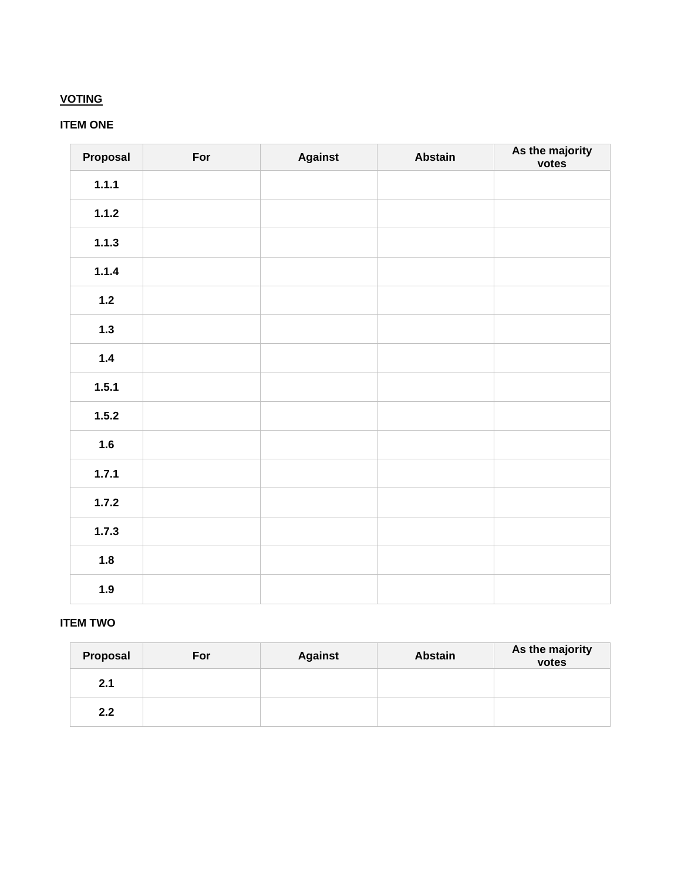**VOTING**

**ITEM ONE**

| Proposal | For | Against | Abstain | As the majority votes |
|---|---|---|---|---|
| **1.1.1** | | | | |
| **1.1.2** | | | | |
| **1.1.3** | | | | |
| **1.1.4** | | | | |
| **1.2** | | | | |
| **1.3** | | | | |
| **1.4** | | | | |
| **1.5.1** | | | | |
| **1.5.2** | | | | |
| **1.6** | | | | |
| **1.7.1** | | | | |
| **1.7.2** | | | | |
| **1.7.3** | | | | |
| **1.8** | | | | |
| **1.9** | | | | |

**ITEM TWO**

| Proposal | For | Against | Abstain | As the majority votes |
|---|---|---|---|---|
| **2.1** | | | | |
| **2.2** | | | | |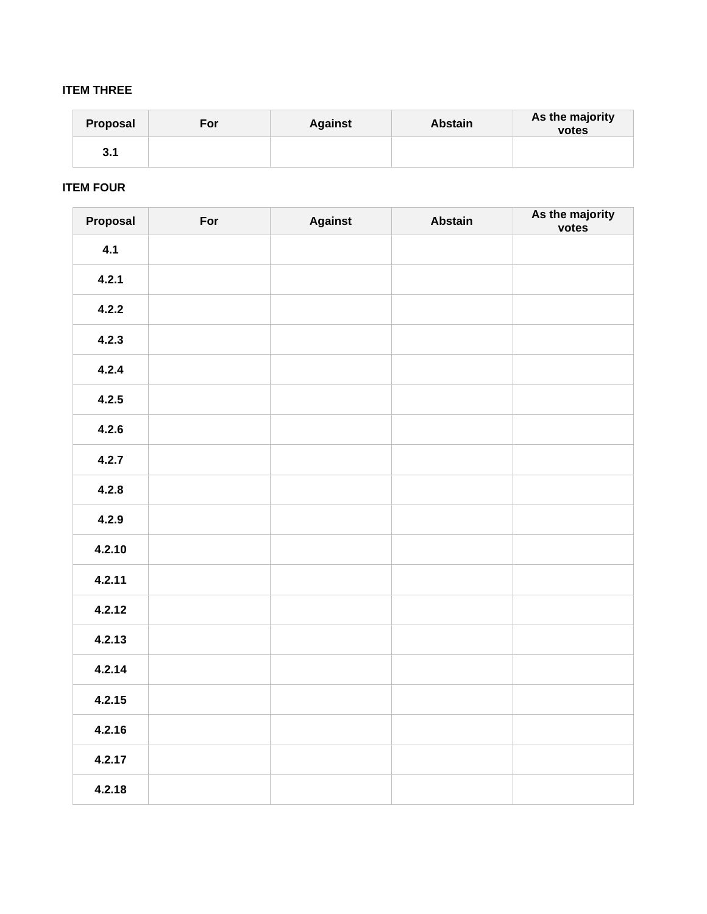**ITEM THREE**

| Proposal | For | Against | Abstain | As the majority votes |
| --- | --- | --- | --- | --- |
| **3.1** | | | | |

**ITEM FOUR**

| Proposal | For | Against | Abstain | As the majority votes |
| --- | --- | --- | --- | --- |
| **4.1** | | | | |
| **4.2.1** | | | | |
| **4.2.2** | | | | |
| **4.2.3** | | | | |
| **4.2.4** | | | | |
| **4.2.5** | | | | |
| **4.2.6** | | | | |
| **4.2.7** | | | | |
| **4.2.8** | | | | |
| **4.2.9** | | | | |
| **4.2.10** | | | | |
| **4.2.11** | | | | |
| **4.2.12** | | | | |
| **4.2.13** | | | | |
| **4.2.14** | | | | |
| **4.2.15** | | | | |
| **4.2.16** | | | | |
| **4.2.17** | | | | |
| **4.2.18** | | | | |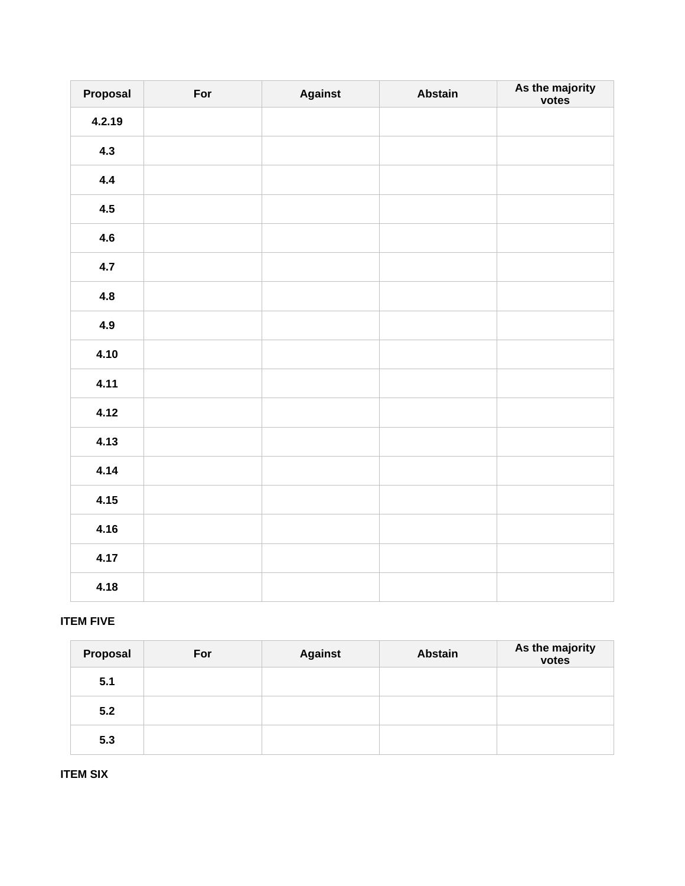| Proposal | For | Against | Abstain | As the majority votes |
|---|---|---|---|---|
| 4.2.19 | | | | |
| 4.3 | | | | |
| 4.4 | | | | |
| 4.5 | | | | |
| 4.6 | | | | |
| 4.7 | | | | |
| 4.8 | | | | |
| 4.9 | | | | |
| 4.10 | | | | |
| 4.11 | | | | |
| 4.12 | | | | |
| 4.13 | | | | |
| 4.14 | | | | |
| 4.15 | | | | |
| 4.16 | | | | |
| 4.17 | | | | |
| 4.18 | | | | |

**ITEM FIVE**

| Proposal | For | Against | Abstain | As the majority votes |
|---|---|---|---|---|
| 5.1 | | | | |
| 5.2 | | | | |
| 5.3 | | | | |

**ITEM SIX**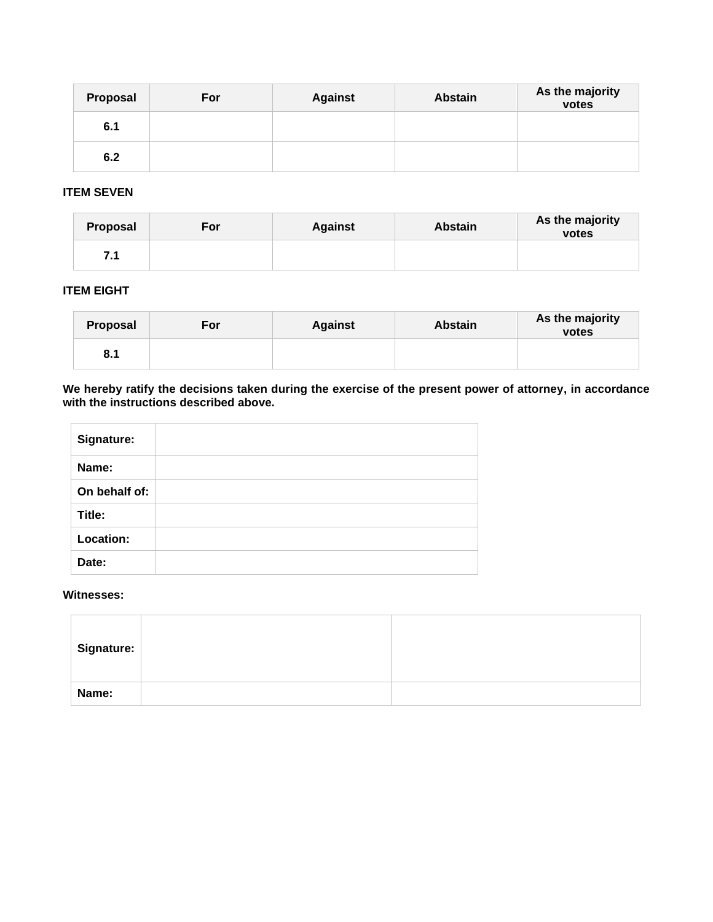| Proposal | For | Against | Abstain | As the majority votes |
|---|---|---|---|---|
| **6.1** | | | | |
| **6.2** | | | | |

**ITEM SEVEN**

| Proposal | For | Against | Abstain | As the majority votes |
|---|---|---|---|---|
| **7.1** | | | | |

**ITEM EIGHT**

| Proposal | For | Against | Abstain | As the majority votes |
|---|---|---|---|---|
| **8.1** | | | | |

**We hereby ratify the decisions taken during the exercise of the present power of attorney, in accordance with the instructions described above.**

| | |
|---|---|
| **Signature:** | |
| **Name:** | |
| **On behalf of:** | |
| **Title:** | |
| **Location:** | |
| **Date:** | |

**Witnesses:**

| | | |
|---|---|---|
| **Signature:** | | |
| **Name:** | | |